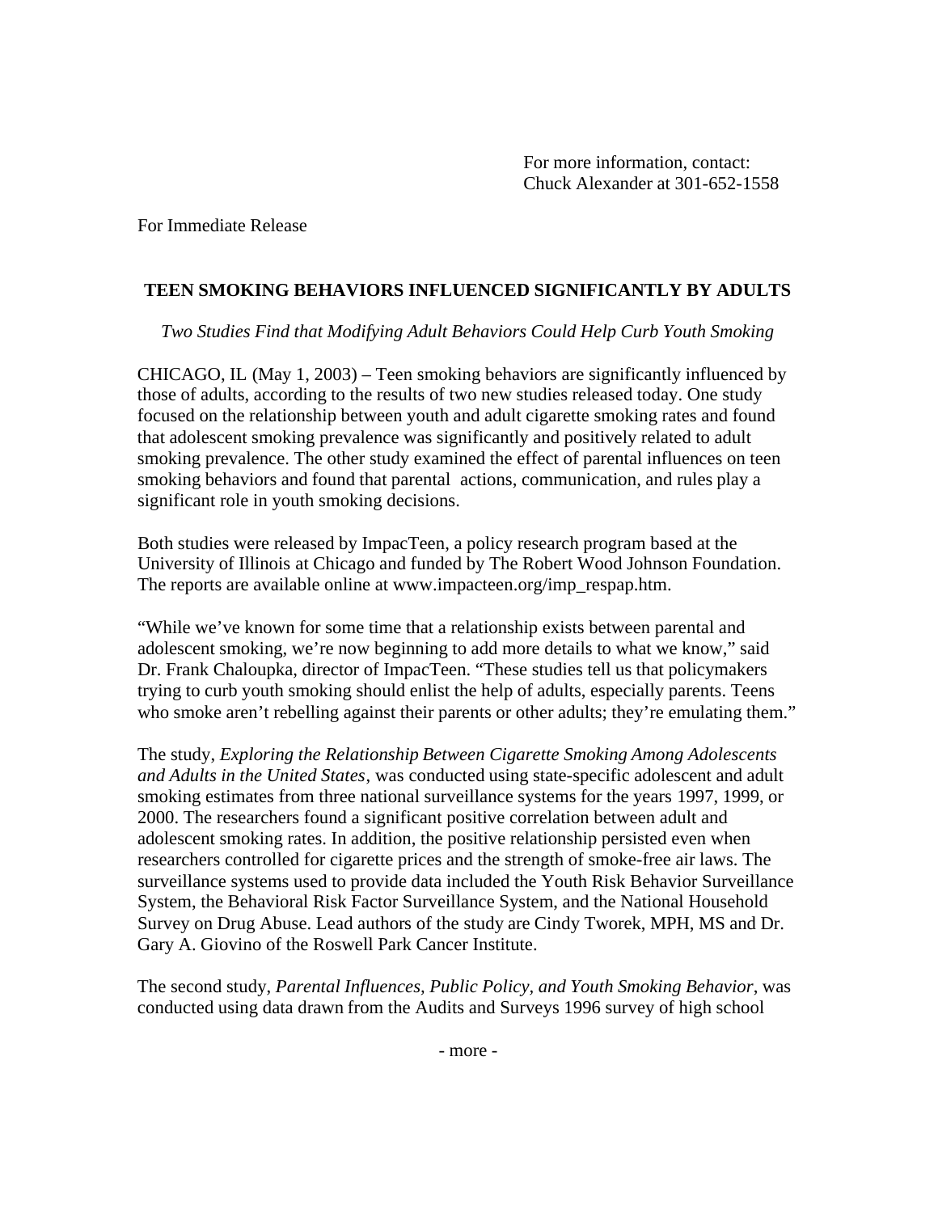For more information, contact:
Chuck Alexander at 301-652-1558

For Immediate Release

# TEEN SMOKING BEHAVIORS INFLUENCED SIGNIFICANTLY BY ADULTS

*Two Studies Find that Modifying Adult Behaviors Could Help Curb Youth Smoking*

CHICAGO, IL (May 1, 2003) – Teen smoking behaviors are significantly influenced by those of adults, according to the results of two new studies released today. One study focused on the relationship between youth and adult cigarette smoking rates and found that adolescent smoking prevalence was significantly and positively related to adult smoking prevalence. The other study examined the effect of parental influences on teen smoking behaviors and found that parental actions, communication, and rules play a significant role in youth smoking decisions.

Both studies were released by ImpacTeen, a policy research program based at the University of Illinois at Chicago and funded by The Robert Wood Johnson Foundation. The reports are available online at www.impacteen.org/imp_respap.htm.

"While we've known for some time that a relationship exists between parental and adolescent smoking, we're now beginning to add more details to what we know," said Dr. Frank Chaloupka, director of ImpacTeen. "These studies tell us that policymakers trying to curb youth smoking should enlist the help of adults, especially parents. Teens who smoke aren't rebelling against their parents or other adults; they're emulating them."

The study, *Exploring the Relationship Between Cigarette Smoking Among Adolescents and Adults in the United States*, was conducted using state-specific adolescent and adult smoking estimates from three national surveillance systems for the years 1997, 1999, or 2000. The researchers found a significant positive correlation between adult and adolescent smoking rates. In addition, the positive relationship persisted even when researchers controlled for cigarette prices and the strength of smoke-free air laws. The surveillance systems used to provide data included the Youth Risk Behavior Surveillance System, the Behavioral Risk Factor Surveillance System, and the National Household Survey on Drug Abuse. Lead authors of the study are Cindy Tworek, MPH, MS and Dr. Gary A. Giovino of the Roswell Park Cancer Institute.

The second study, *Parental Influences, Public Policy, and Youth Smoking Behavior*, was conducted using data drawn from the Audits and Surveys 1996 survey of high school

- more -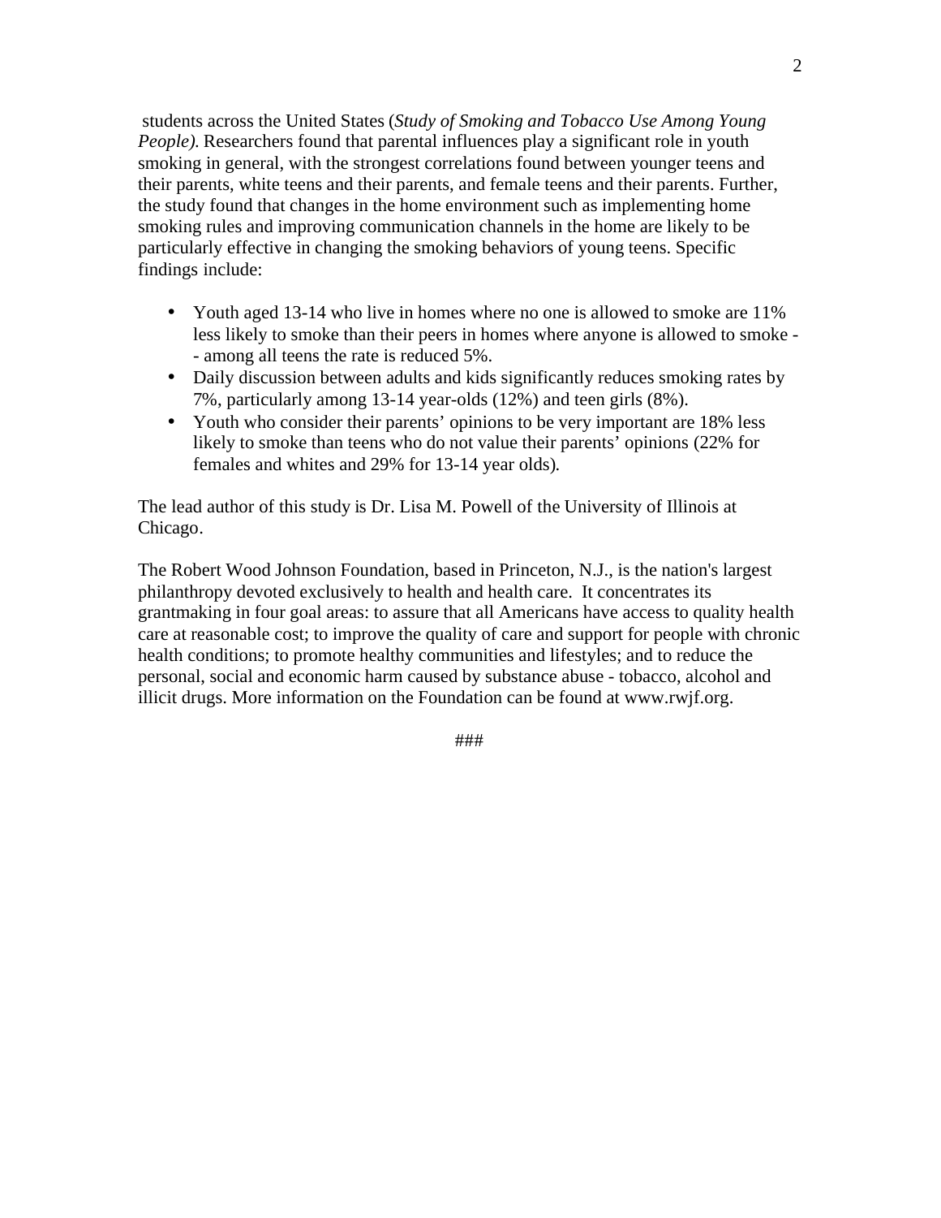students across the United States (*Study of Smoking and Tobacco Use Among Young People*). Researchers found that parental influences play a significant role in youth smoking in general, with the strongest correlations found between younger teens and their parents, white teens and their parents, and female teens and their parents. Further, the study found that changes in the home environment such as implementing home smoking rules and improving communication channels in the home are likely to be particularly effective in changing the smoking behaviors of young teens. Specific findings include:

- Youth aged 13-14 who live in homes where no one is allowed to smoke are 11% less likely to smoke than their peers in homes where anyone is allowed to smoke -- among all teens the rate is reduced 5%.
- Daily discussion between adults and kids significantly reduces smoking rates by 7%, particularly among 13-14 year-olds (12%) and teen girls (8%).
- Youth who consider their parents' opinions to be very important are 18% less likely to smoke than teens who do not value their parents' opinions (22% for females and whites and 29% for 13-14 year olds).

The lead author of this study is Dr. Lisa M. Powell of the University of Illinois at Chicago.

The Robert Wood Johnson Foundation, based in Princeton, N.J., is the nation's largest philanthropy devoted exclusively to health and health care. It concentrates its grantmaking in four goal areas: to assure that all Americans have access to quality health care at reasonable cost; to improve the quality of care and support for people with chronic health conditions; to promote healthy communities and lifestyles; and to reduce the personal, social and economic harm caused by substance abuse - tobacco, alcohol and illicit drugs. More information on the Foundation can be found at www.rwjf.org.

###